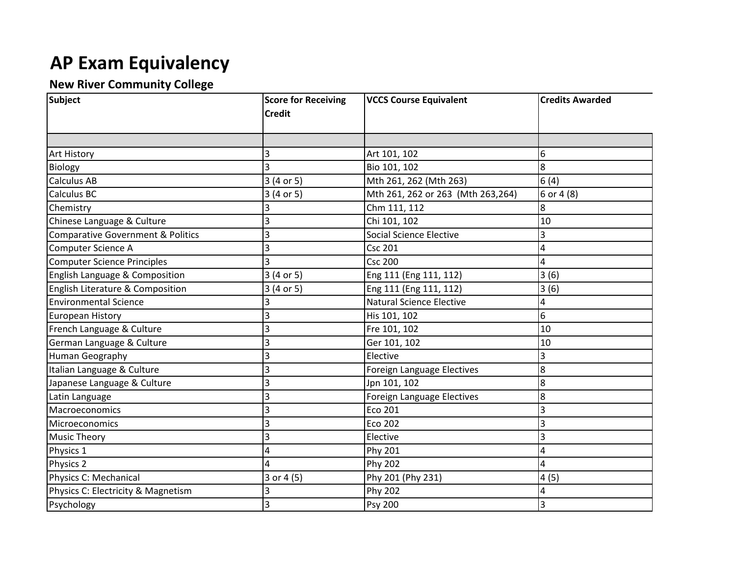# AP Exam Equivalency

## New River Community College

| Subject | Score for Receiving Credit | VCCS Course Equivalent | Credits Awarded |
|---|---|---|---|
| | | | |
| Art History | 3 | Art 101, 102 | 6 |
| Biology | 3 | Bio 101, 102 | 8 |
| Calculus AB | 3 (4 or 5) | Mth 261, 262 (Mth 263) | 6 (4) |
| Calculus BC | 3 (4 or 5) | Mth 261, 262 or 263 (Mth 263,264) | 6 or 4 (8) |
| Chemistry | 3 | Chm 111, 112 | 8 |
| Chinese Language & Culture | 3 | Chi 101, 102 | 10 |
| Comparative Government & Politics | 3 | Social Science Elective | 3 |
| Computer Science A | 3 | Csc 201 | 4 |
| Computer Science Principles | 3 | Csc 200 | 4 |
| English Language & Composition | 3 (4 or 5) | Eng 111 (Eng 111, 112) | 3 (6) |
| English Literature & Composition | 3 (4 or 5) | Eng 111 (Eng 111, 112) | 3 (6) |
| Environmental Science | 3 | Natural Science Elective | 4 |
| European History | 3 | His 101, 102 | 6 |
| French Language & Culture | 3 | Fre 101, 102 | 10 |
| German Language & Culture | 3 | Ger 101, 102 | 10 |
| Human Geography | 3 | Elective | 3 |
| Italian Language & Culture | 3 | Foreign Language Electives | 8 |
| Japanese Language & Culture | 3 | Jpn 101, 102 | 8 |
| Latin Language | 3 | Foreign Language Electives | 8 |
| Macroeconomics | 3 | Eco 201 | 3 |
| Microeconomics | 3 | Eco 202 | 3 |
| Music Theory | 3 | Elective | 3 |
| Physics 1 | 4 | Phy 201 | 4 |
| Physics 2 | 4 | Phy 202 | 4 |
| Physics C: Mechanical | 3 or 4 (5) | Phy 201 (Phy 231) | 4 (5) |
| Physics C: Electricity & Magnetism | 3 | Phy 202 | 4 |
| Psychology | 3 | Psy 200 | 3 |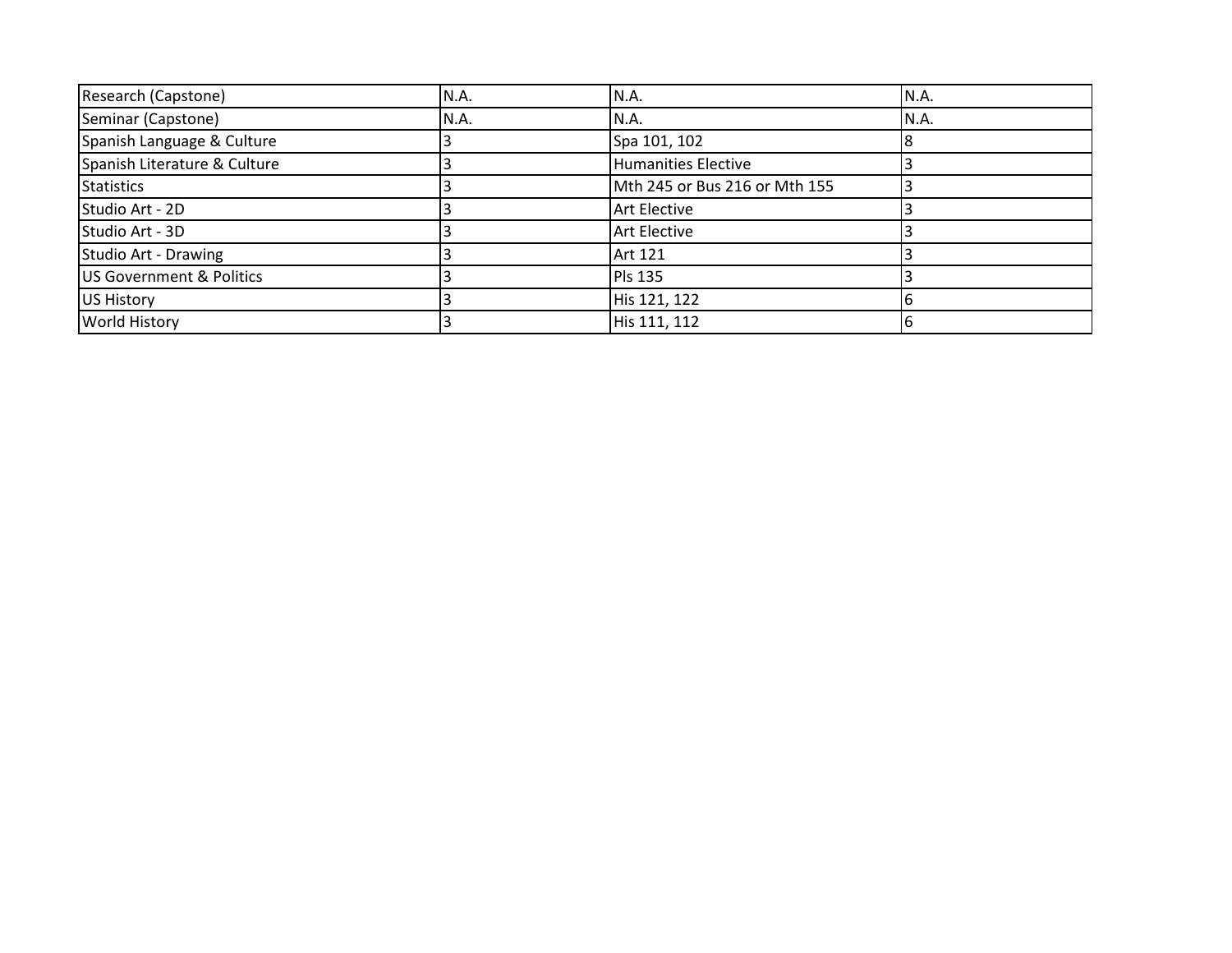| | | | |
|---|---|---|---|
| Research (Capstone) | N.A. | N.A. | N.A. |
| Seminar (Capstone) | N.A. | N.A. | N.A. |
| Spanish Language & Culture | 3 | Spa 101, 102 | 8 |
| Spanish Literature & Culture | 3 | Humanities Elective | 3 |
| Statistics | 3 | Mth 245 or Bus 216 or Mth 155 | 3 |
| Studio Art - 2D | 3 | Art Elective | 3 |
| Studio Art - 3D | 3 | Art Elective | 3 |
| Studio Art - Drawing | 3 | Art 121 | 3 |
| US Government & Politics | 3 | Pls 135 | 3 |
| US History | 3 | His 121, 122 | 6 |
| World History | 3 | His 111, 112 | 6 |